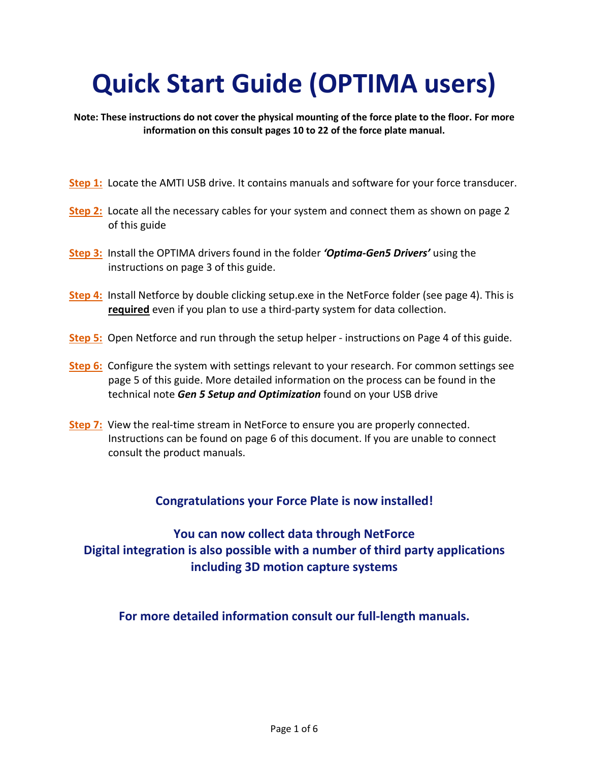# Quick Start Guide (OPTIMA users)

**Note: These instructions do not cover the physical mounting of the force plate to the floor. For more information on this consult pages 10 to 22 of the force plate manual.**

**Step 1:** Locate the AMTI USB drive. It contains manuals and software for your force transducer.

**Step 2:** Locate all the necessary cables for your system and connect them as shown on page 2 of this guide

**Step 3:** Install the OPTIMA drivers found in the folder ***'Optima-Gen5 Drivers'*** using the instructions on page 3 of this guide.

**Step 4:** Install Netforce by double clicking setup.exe in the NetForce folder (see page 4). This is **required** even if you plan to use a third-party system for data collection.

**Step 5:** Open Netforce and run through the setup helper - instructions on Page 4 of this guide.

**Step 6:** Configure the system with settings relevant to your research. For common settings see page 5 of this guide. More detailed information on the process can be found in the technical note ***Gen 5 Setup and Optimization*** found on your USB drive

**Step 7:** View the real-time stream in NetForce to ensure you are properly connected. Instructions can be found on page 6 of this document. If you are unable to connect consult the product manuals.

**Congratulations your Force Plate is now installed!**

**You can now collect data through NetForce**
**Digital integration is also possible with a number of third party applications including 3D motion capture systems**

**For more detailed information consult our full-length manuals.**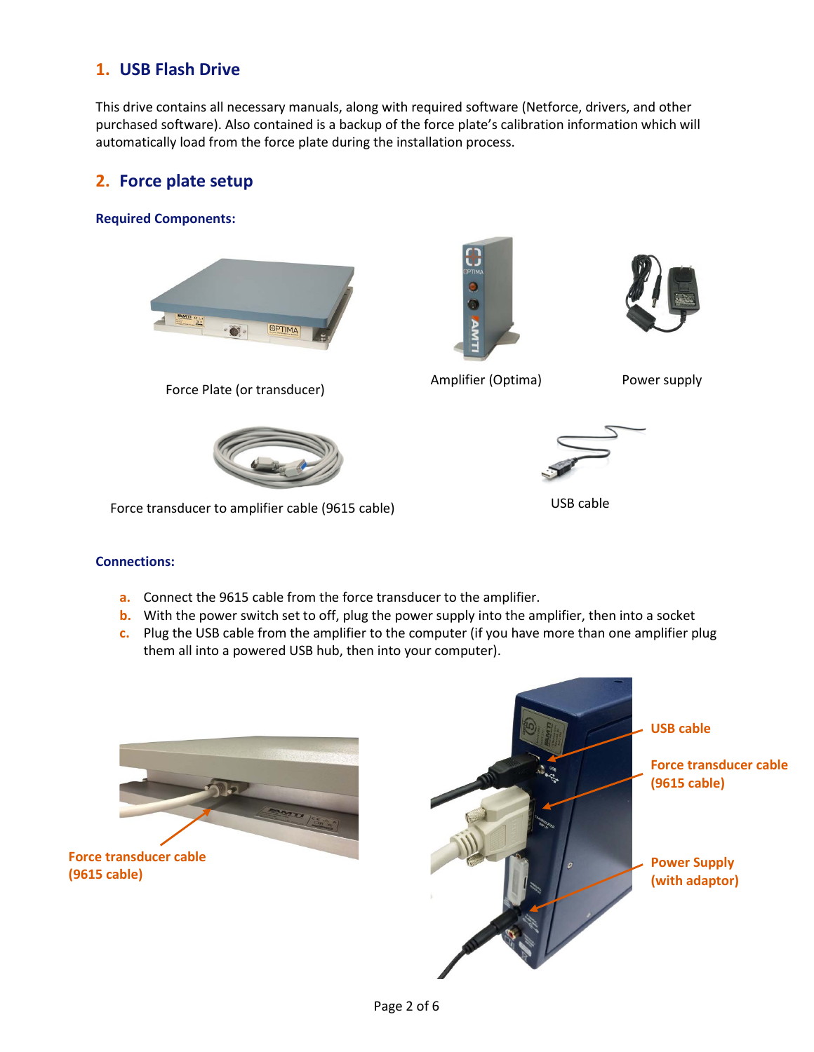## 1. USB Flash Drive

This drive contains all necessary manuals, along with required software (Netforce, drivers, and other purchased software). Also contained is a backup of the force plate's calibration information which will automatically load from the force plate during the installation process.

## 2. Force plate setup

### Required Components:

Force Plate (or transducer)

Amplifier (Optima)

Power supply

Force transducer to amplifier cable (9615 cable)

USB cable

### Connections:

a. Connect the 9615 cable from the force transducer to the amplifier.
b. With the power switch set to off, plug the power supply into the amplifier, then into a socket
c. Plug the USB cable from the amplifier to the computer (if you have more than one amplifier plug them all into a powered USB hub, then into your computer).

Force transducer cable (9615 cable)

USB cable

Force transducer cable (9615 cable)

Power Supply (with adaptor)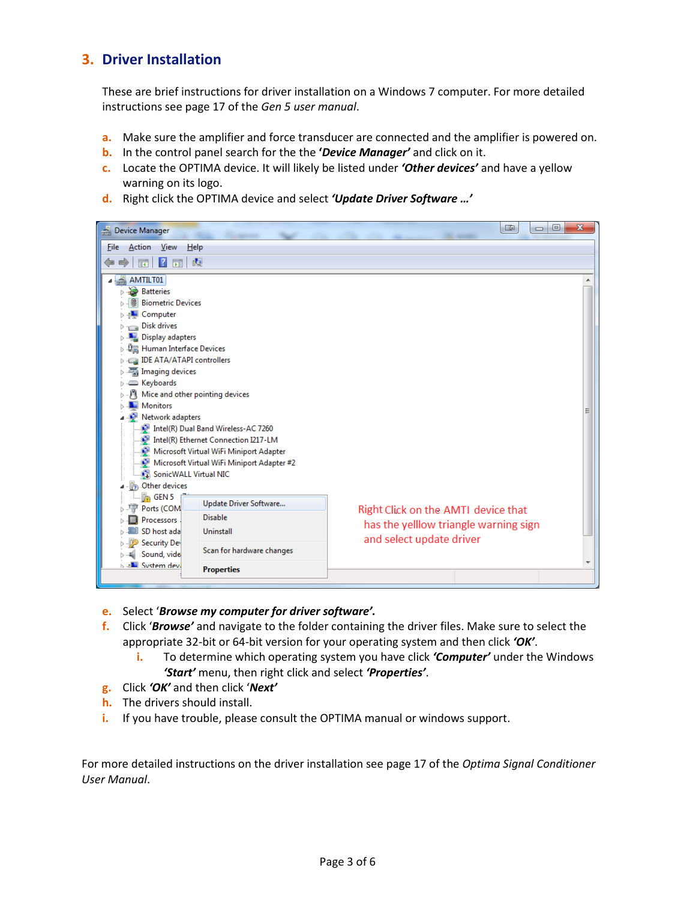## 3. Driver Installation

These are brief instructions for driver installation on a Windows 7 computer. For more detailed instructions see page 17 of the *Gen 5 user manual*.

a. Make sure the amplifier and force transducer are connected and the amplifier is powered on.
b. In the control panel search for the the ***'Device Manager'*** and click on it.
c. Locate the OPTIMA device. It will likely be listed under ***'Other devices'*** and have a yellow warning on its logo.
d. Right click the OPTIMA device and select ***'Update Driver Software …'***

e. Select '***Browse my computer for driver software'.***
f. Click '***Browse'*** and navigate to the folder containing the driver files. Make sure to select the appropriate 32-bit or 64-bit version for your operating system and then click ***'OK'***.
    i. To determine which operating system you have click ***'Computer'*** under the Windows ***'Start'*** menu, then right click and select ***'Properties'***.
g. Click ***'OK'*** and then click '***Next'***
h. The drivers should install.
i. If you have trouble, please consult the OPTIMA manual or windows support.

For more detailed instructions on the driver installation see page 17 of the *Optima Signal Conditioner User Manual*.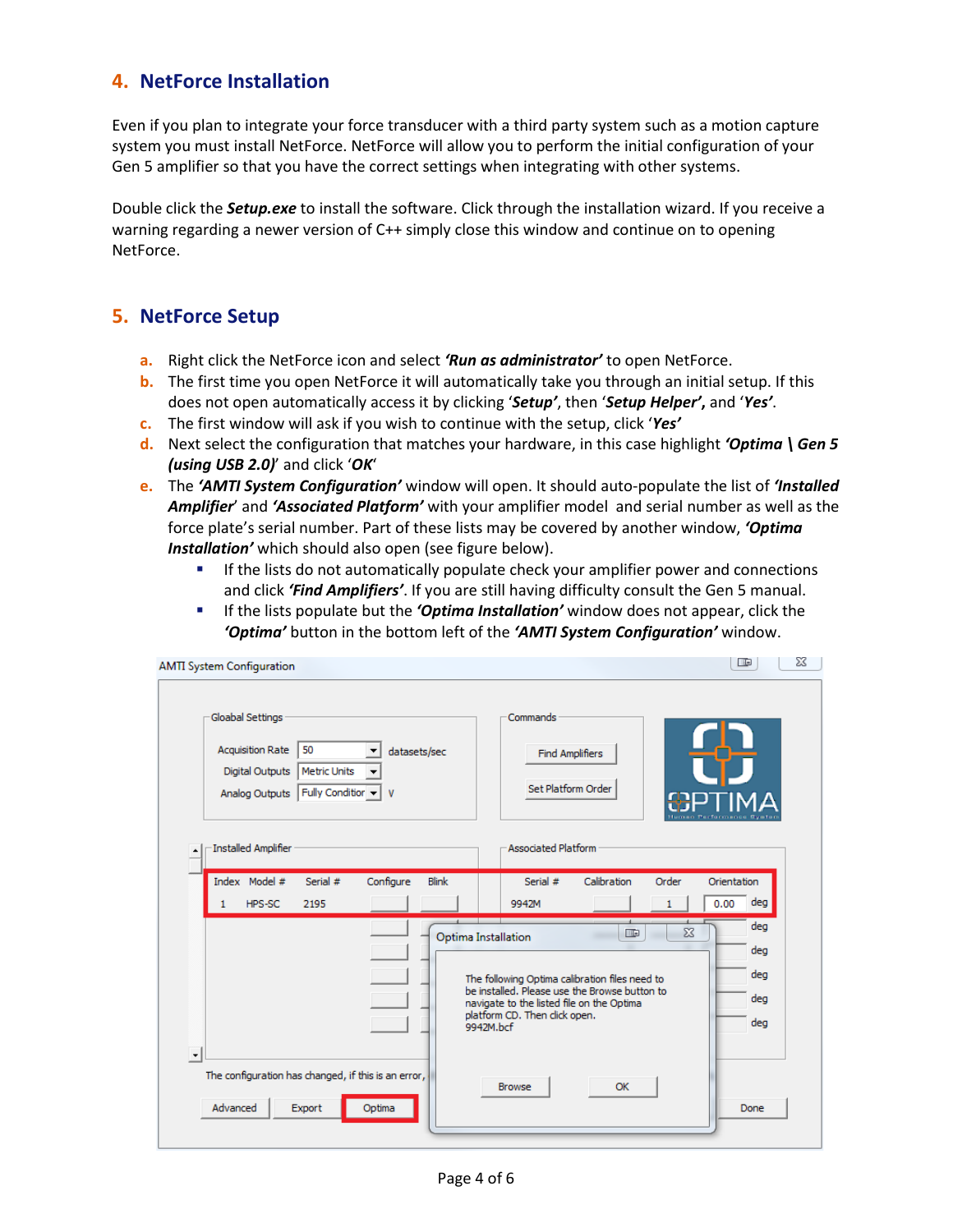## 4. NetForce Installation

Even if you plan to integrate your force transducer with a third party system such as a motion capture system you must install NetForce. NetForce will allow you to perform the initial configuration of your Gen 5 amplifier so that you have the correct settings when integrating with other systems.

Double click the ***Setup.exe*** to install the software. Click through the installation wizard. If you receive a warning regarding a newer version of C++ simply close this window and continue on to opening NetForce.

## 5. NetForce Setup

a. Right click the NetForce icon and select ***'Run as administrator'*** to open NetForce.
b. The first time you open NetForce it will automatically take you through an initial setup. If this does not open automatically access it by clicking '***Setup***', then '***Setup Helper*'*, and '***Yes***'.
c. The first window will ask if you wish to continue with the setup, click '***Yes***'
d. Next select the configuration that matches your hardware, in this case highlight ***'Optima \ Gen 5 (using USB 2.0)***' and click '***OK***'
e. The ***'AMTI System Configuration'*** window will open. It should auto-populate the list of ***'Installed Amplifier***' and ***'Associated Platform'*** with your amplifier model and serial number as well as the force plate's serial number. Part of these lists may be covered by another window, ***'Optima Installation'*** which should also open (see figure below).
   - If the lists do not automatically populate check your amplifier power and connections and click ***'Find Amplifiers'***. If you are still having difficulty consult the Gen 5 manual.
   - If the lists populate but the ***'Optima Installation'*** window does not appear, click the ***'Optima'*** button in the bottom left of the ***'AMTI System Configuration'*** window.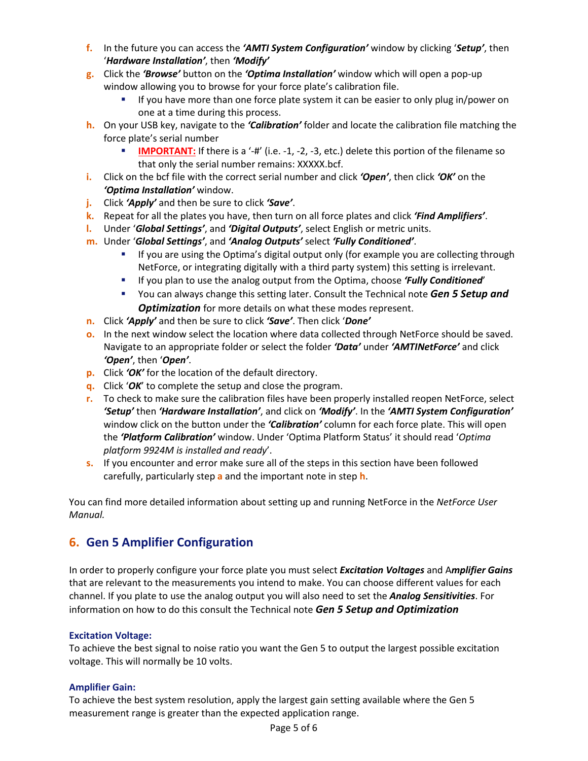f. In the future you can access the ***'AMTI System Configuration'*** window by clicking '***Setup'***, then '***Hardware Installation'***, then ***'Modify'***

g. Click the ***'Browse'*** button on the ***'Optima Installation'*** window which will open a pop-up window allowing you to browse for your force plate's calibration file.
   - If you have more than one force plate system it can be easier to only plug in/power on one at a time during this process.

h. On your USB key, navigate to the ***'Calibration'*** folder and locate the calibration file matching the force plate's serial number
   - **IMPORTANT:** If there is a '-#' (i.e. -1, -2, -3, etc.) delete this portion of the filename so that only the serial number remains: XXXXX.bcf.

i. Click on the bcf file with the correct serial number and click ***'Open'***, then click ***'OK'*** on the ***'Optima Installation'*** window.

j. Click ***'Apply'*** and then be sure to click ***'Save'***.

k. Repeat for all the plates you have, then turn on all force plates and click ***'Find Amplifiers'***.

l. Under '***Global Settings'***, and ***'Digital Outputs'***, select English or metric units.

m. Under '***Global Settings'***, and ***'Analog Outputs'*** select ***'Fully Conditioned'***.
   - If you are using the Optima's digital output only (for example you are collecting through NetForce, or integrating digitally with a third party system) this setting is irrelevant.
   - If you plan to use the analog output from the Optima, choose ***'Fully Conditioned'***
   - You can always change this setting later. Consult the Technical note ***Gen 5 Setup and Optimization*** for more details on what these modes represent.

n. Click ***'Apply'*** and then be sure to click ***'Save'***. Then click '***Done'***

o. In the next window select the location where data collected through NetForce should be saved. Navigate to an appropriate folder or select the folder ***'Data'*** under ***'AMTINetForce'*** and click ***'Open'***, then '***Open'***.

p. Click ***'OK'*** for the location of the default directory.

q. Click '***OK***' to complete the setup and close the program.

r. To check to make sure the calibration files have been properly installed reopen NetForce, select ***'Setup'*** then ***'Hardware Installation'***, and click on ***'Modify'***. In the ***'AMTI System Configuration'*** window click on the button under the ***'Calibration'*** column for each force plate. This will open the ***'Platform Calibration'*** window. Under 'Optima Platform Status' it should read '*Optima platform 9924M is installed and ready*'.

s. If you encounter and error make sure all of the steps in this section have been followed carefully, particularly step **a** and the important note in step **h**.

You can find more detailed information about setting up and running NetForce in the *NetForce User Manual.*

## 6. Gen 5 Amplifier Configuration

In order to properly configure your force plate you must select ***Excitation Voltages*** and A***mplifier Gains*** that are relevant to the measurements you intend to make. You can choose different values for each channel. If you plate to use the analog output you will also need to set the ***Analog Sensitivities***. For information on how to do this consult the Technical note ***Gen 5 Setup and Optimization***

### Excitation Voltage:

To achieve the best signal to noise ratio you want the Gen 5 to output the largest possible excitation voltage. This will normally be 10 volts.

### Amplifier Gain:

To achieve the best system resolution, apply the largest gain setting available where the Gen 5 measurement range is greater than the expected application range.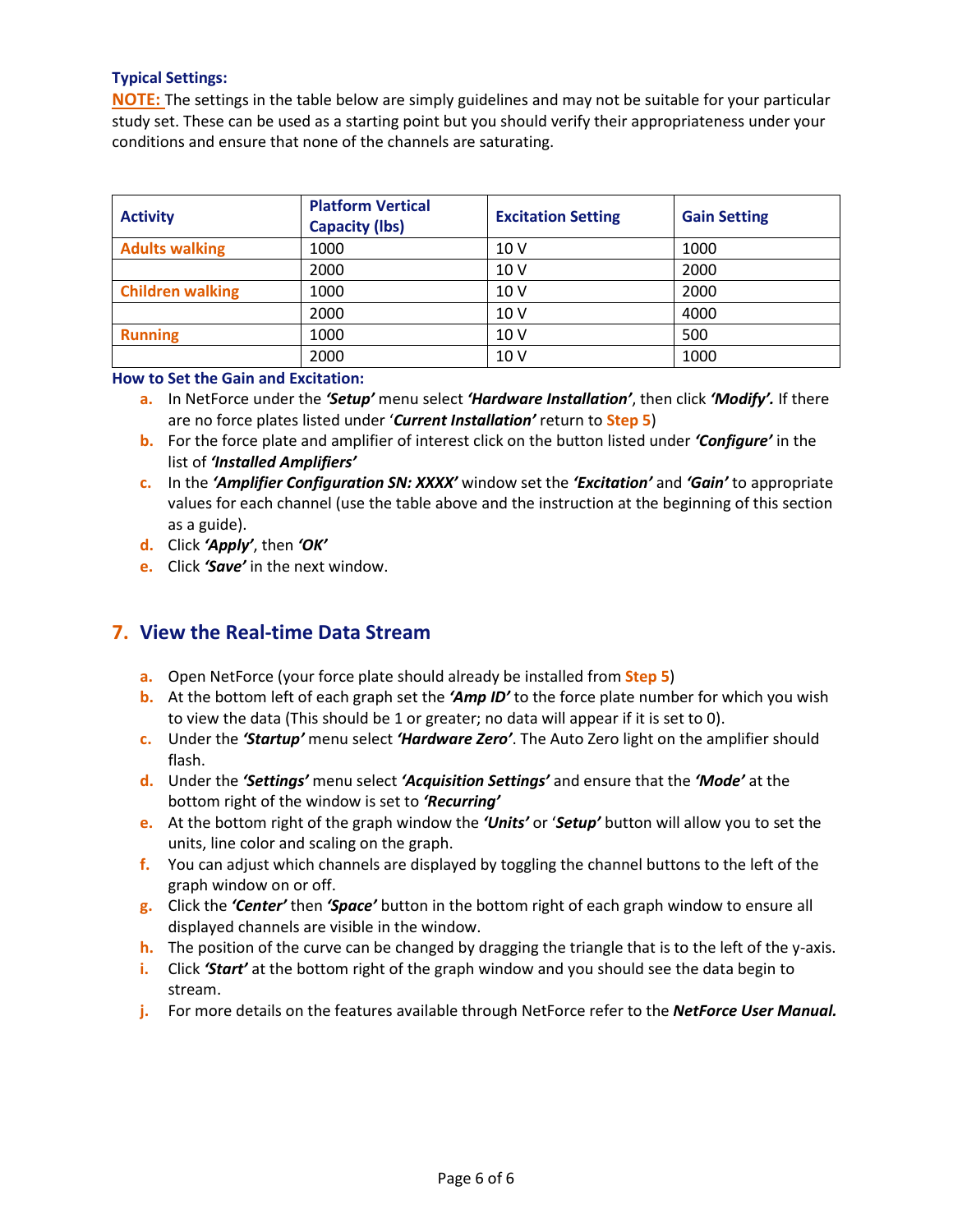**Typical Settings:**

**NOTE:** The settings in the table below are simply guidelines and may not be suitable for your particular study set. These can be used as a starting point but you should verify their appropriateness under your conditions and ensure that none of the channels are saturating.

| Activity | Platform Vertical Capacity (lbs) | Excitation Setting | Gain Setting |
|---|---|---|---|
| **Adults walking** | 1000 | 10 V | 1000 |
| | 2000 | 10 V | 2000 |
| **Children walking** | 1000 | 10 V | 2000 |
| | 2000 | 10 V | 4000 |
| **Running** | 1000 | 10 V | 500 |
| | 2000 | 10 V | 1000 |

**How to Set the Gain and Excitation:**

a. In NetForce under the ***'Setup'*** menu select ***'Hardware Installation'***, then click ***'Modify'.*** If there are no force plates listed under '***Current Installation'*** return to **Step 5**)
b. For the force plate and amplifier of interest click on the button listed under ***'Configure'*** in the list of ***'Installed Amplifiers'***
c. In the ***'Amplifier Configuration SN: XXXX'*** window set the ***'Excitation'*** and ***'Gain'*** to appropriate values for each channel (use the table above and the instruction at the beginning of this section as a guide).
d. Click ***'Apply'***, then ***'OK'***
e. Click ***'Save'*** in the next window.

## 7. View the Real-time Data Stream

a. Open NetForce (your force plate should already be installed from **Step 5**)
b. At the bottom left of each graph set the ***'Amp ID'*** to the force plate number for which you wish to view the data (This should be 1 or greater; no data will appear if it is set to 0).
c. Under the ***'Startup'*** menu select ***'Hardware Zero'***. The Auto Zero light on the amplifier should flash.
d. Under the ***'Settings'*** menu select ***'Acquisition Settings'*** and ensure that the ***'Mode'*** at the bottom right of the window is set to ***'Recurring'***
e. At the bottom right of the graph window the ***'Units'*** or '***Setup'*** button will allow you to set the units, line color and scaling on the graph.
f. You can adjust which channels are displayed by toggling the channel buttons to the left of the graph window on or off.
g. Click the ***'Center'*** then ***'Space'*** button in the bottom right of each graph window to ensure all displayed channels are visible in the window.
h. The position of the curve can be changed by dragging the triangle that is to the left of the y-axis.
i. Click ***'Start'*** at the bottom right of the graph window and you should see the data begin to stream.
j. For more details on the features available through NetForce refer to the ***NetForce User Manual.***